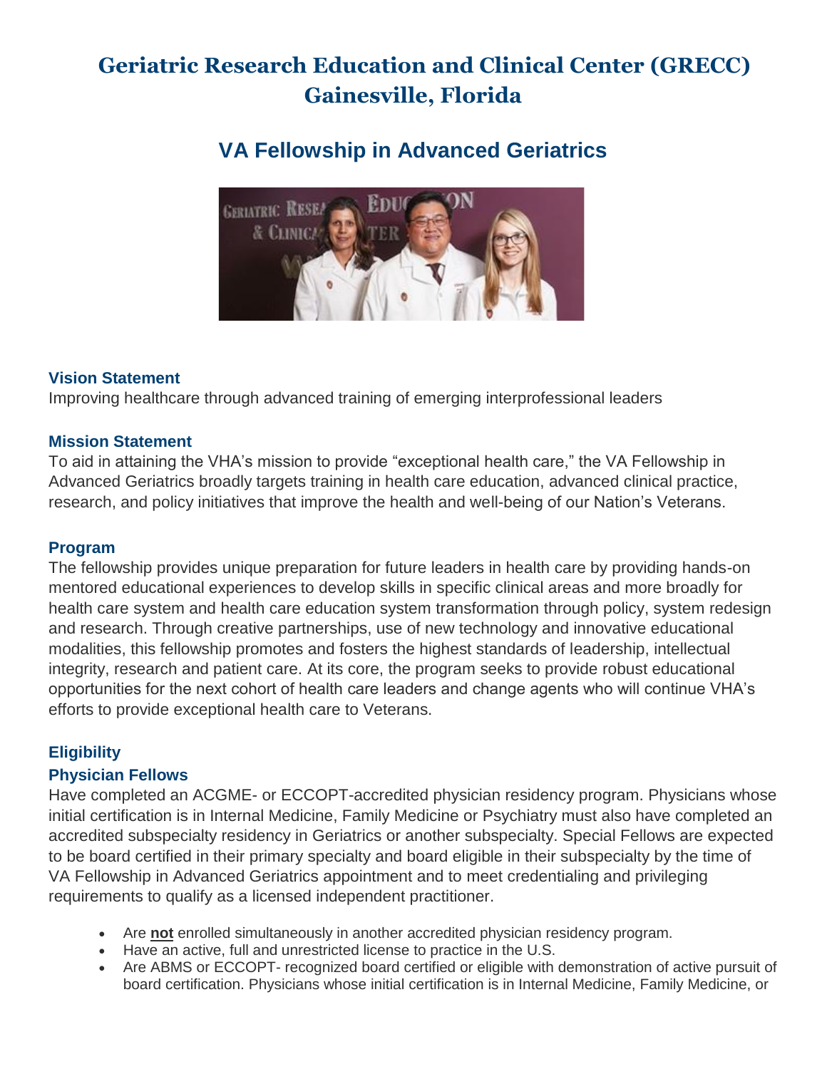# Geriatric Research Education and Clinical Center (GRECC) Gainesville, Florida

## VA Fellowship in Advanced Geriatrics

### Vision Statement

Improving healthcare through advanced training of emerging interprofessional leaders

### Mission Statement

To aid in attaining the VHA's mission to provide "exceptional health care," the VA Fellowship in Advanced Geriatrics broadly targets training in health care education, advanced clinical practice, research, and policy initiatives that improve the health and well-being of our Nation's Veterans.

### Program

The fellowship provides unique preparation for future leaders in health care by providing hands-on mentored educational experiences to develop skills in specific clinical areas and more broadly for health care system and health care education system transformation through policy, system redesign and research. Through creative partnerships, use of new technology and innovative educational modalities, this fellowship promotes and fosters the highest standards of leadership, intellectual integrity, research and patient care. At its core, the program seeks to provide robust educational opportunities for the next cohort of health care leaders and change agents who will continue VHA's efforts to provide exceptional health care to Veterans.

### Eligibility

### Physician Fellows

Have completed an ACGME- or ECCOPT-accredited physician residency program. Physicians whose initial certification is in Internal Medicine, Family Medicine or Psychiatry must also have completed an accredited subspecialty residency in Geriatrics or another subspecialty. Special Fellows are expected to be board certified in their primary specialty and board eligible in their subspecialty by the time of VA Fellowship in Advanced Geriatrics appointment and to meet credentialing and privileging requirements to qualify as a licensed independent practitioner.

- Are **not** enrolled simultaneously in another accredited physician residency program.
- Have an active, full and unrestricted license to practice in the U.S.
- Are ABMS or ECCOPT- recognized board certified or eligible with demonstration of active pursuit of board certification. Physicians whose initial certification is in Internal Medicine, Family Medicine, or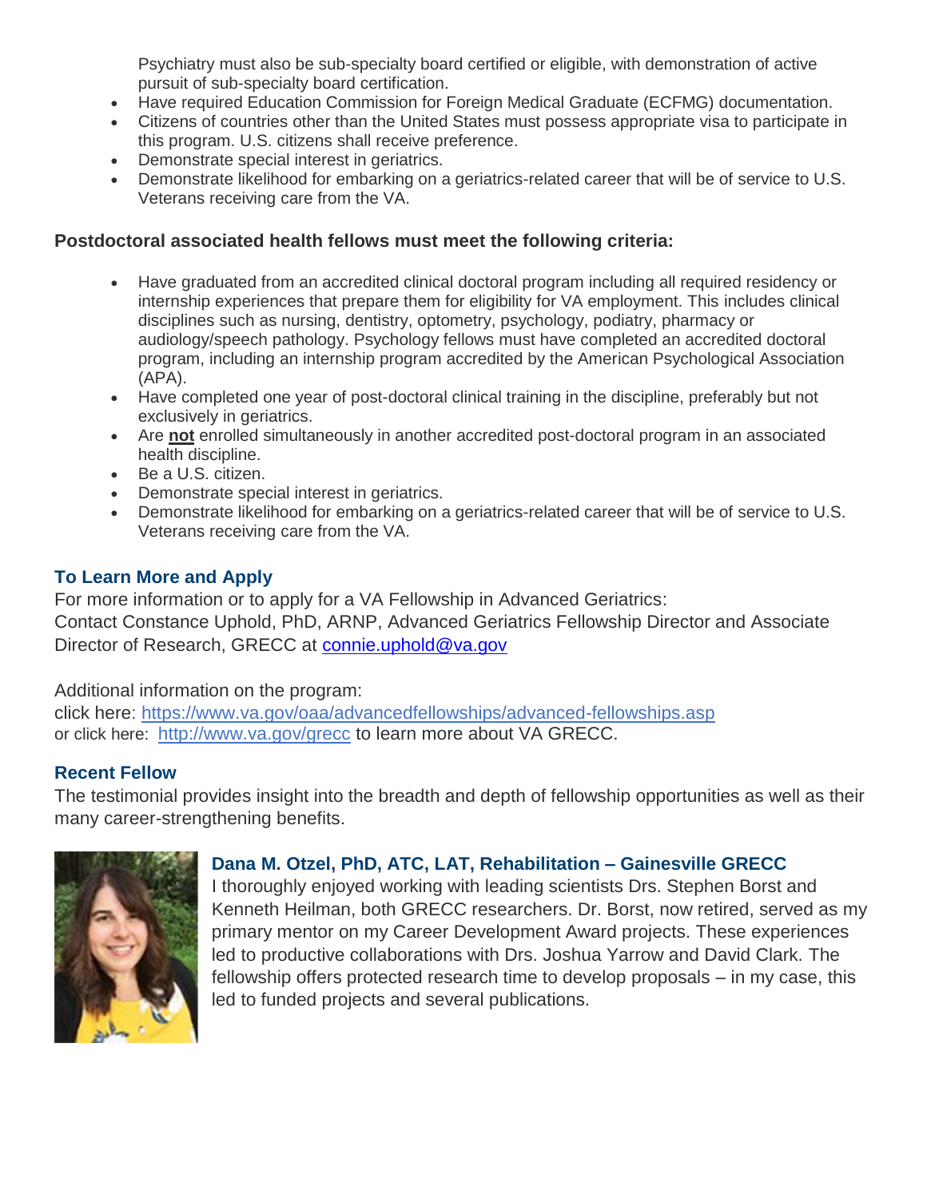Psychiatry must also be sub-specialty board certified or eligible, with demonstration of active pursuit of sub-specialty board certification.

- Have required Education Commission for Foreign Medical Graduate (ECFMG) documentation.
- Citizens of countries other than the United States must possess appropriate visa to participate in this program. U.S. citizens shall receive preference.
- Demonstrate special interest in geriatrics.
- Demonstrate likelihood for embarking on a geriatrics-related career that will be of service to U.S. Veterans receiving care from the VA.

**Postdoctoral associated health fellows must meet the following criteria:**

- Have graduated from an accredited clinical doctoral program including all required residency or internship experiences that prepare them for eligibility for VA employment. This includes clinical disciplines such as nursing, dentistry, optometry, psychology, podiatry, pharmacy or audiology/speech pathology. Psychology fellows must have completed an accredited doctoral program, including an internship program accredited by the American Psychological Association (APA).
- Have completed one year of post-doctoral clinical training in the discipline, preferably but not exclusively in geriatrics.
- Are **not** enrolled simultaneously in another accredited post-doctoral program in an associated health discipline.
- Be a U.S. citizen.
- Demonstrate special interest in geriatrics.
- Demonstrate likelihood for embarking on a geriatrics-related career that will be of service to U.S. Veterans receiving care from the VA.

### To Learn More and Apply

For more information or to apply for a VA Fellowship in Advanced Geriatrics:
Contact Constance Uphold, PhD, ARNP, Advanced Geriatrics Fellowship Director and Associate Director of Research, GRECC at connie.uphold@va.gov

Additional information on the program:
click here: https://www.va.gov/oaa/advancedfellowships/advanced-fellowships.asp
or click here: http://www.va.gov/grecc to learn more about VA GRECC.

### Recent Fellow

The testimonial provides insight into the breadth and depth of fellowship opportunities as well as their many career-strengthening benefits.

**Dana M. Otzel, PhD, ATC, LAT, Rehabilitation – Gainesville GRECC**

I thoroughly enjoyed working with leading scientists Drs. Stephen Borst and Kenneth Heilman, both GRECC researchers. Dr. Borst, now retired, served as my primary mentor on my Career Development Award projects. These experiences led to productive collaborations with Drs. Joshua Yarrow and David Clark. The fellowship offers protected research time to develop proposals – in my case, this led to funded projects and several publications.